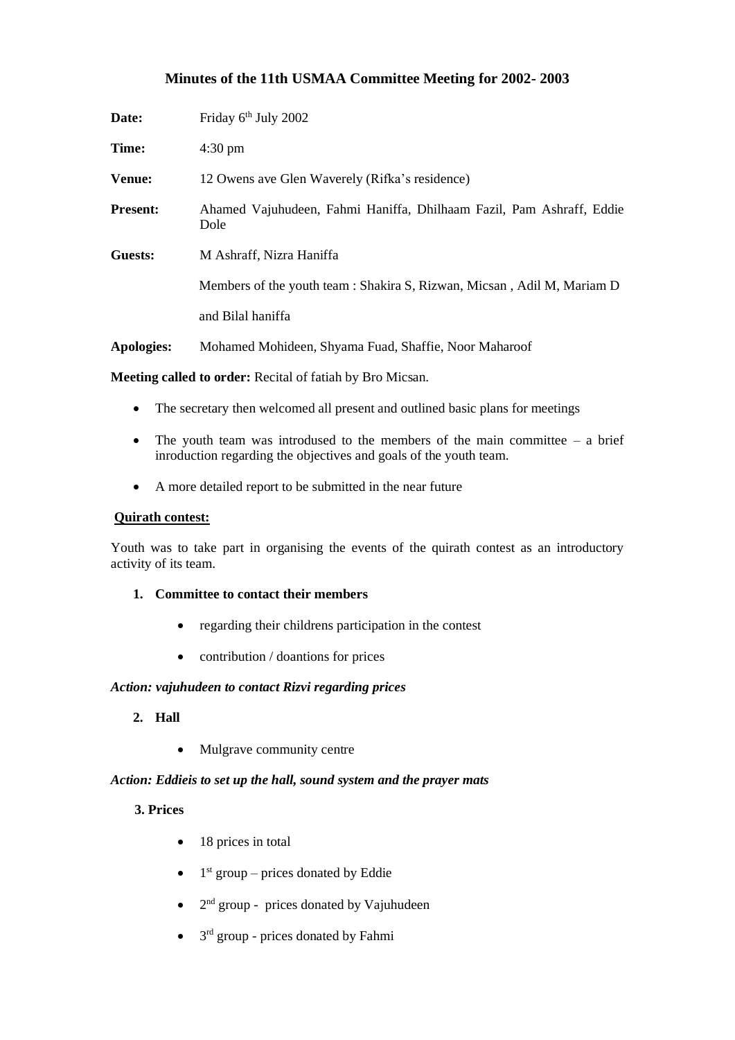# Minutes of the 11th USMAA Committee Meeting for 2002- 2003

**Date:** Friday 6th July 2002

**Time:** 4:30 pm

**Venue:** 12 Owens ave Glen Waverely (Rifka's residence)

**Present:** Ahamed Vajuhudeen, Fahmi Haniffa, Dhilhaam Fazil, Pam Ashraff, Eddie Dole

**Guests:** M Ashraff, Nizra Haniffa

Members of the youth team : Shakira S, Rizwan, Micsan , Adil M, Mariam D and Bilal haniffa

**Apologies:** Mohamed Mohideen, Shyama Fuad, Shaffie, Noor Maharoof

**Meeting called to order:** Recital of fatiah by Bro Micsan.

- The secretary then welcomed all present and outlined basic plans for meetings
- The youth team was introdused to the members of the main committee – a brief inroduction regarding the objectives and goals of the youth team.
- A more detailed report to be submitted in the near future

**Quirath contest:**

Youth was to take part in organising the events of the quirath contest as an introductory activity of its team.

1. **Committee to contact their members**
   - regarding their childrens participation in the contest
   - contribution / doantions for prices

***Action: vajuhudeen to contact Rizvi regarding prices***

2. **Hall**
   - Mulgrave community centre

***Action: Eddieis to set up the hall, sound system and the prayer mats***

3. **Prices**
   - 18 prices in total
   - 1st group – prices donated by Eddie
   - 2nd group - prices donated by Vajuhudeen
   - 3rd group - prices donated by Fahmi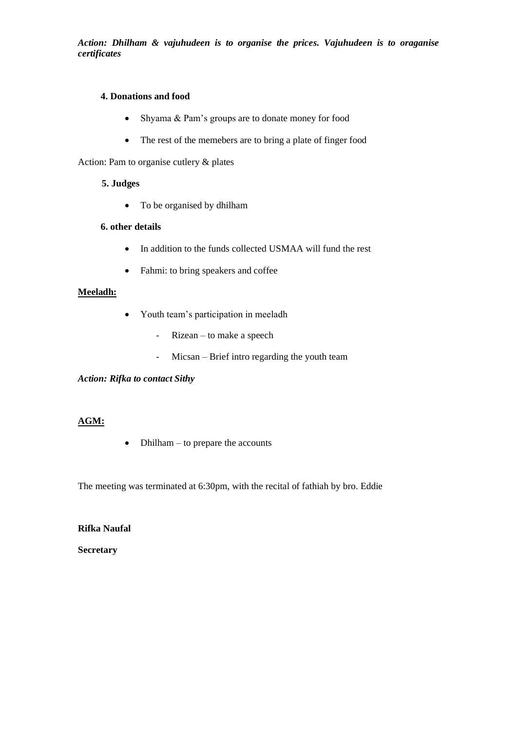***Action: Dhilham & vajuhudeen is to organise the prices. Vajuhudeen is to oraganise certificates***

**4. Donations and food**

- Shyama & Pam's groups are to donate money for food
- The rest of the memebers are to bring a plate of finger food

Action: Pam to organise cutlery & plates

**5. Judges**

- To be organised by dhilham

**6. other details**

- In addition to the funds collected USMAA will fund the rest
- Fahmi: to bring speakers and coffee

**<u>Meeladh:</u>**

- Youth team's participation in meeladh
    - Rizean – to make a speech
    - Micsan – Brief intro regarding the youth team

***Action: Rifka to contact Sithy***

**<u>AGM:</u>**

- Dhilham – to prepare the accounts

The meeting was terminated at 6:30pm, with the recital of fathiah by bro. Eddie

**Rifka Naufal**

**Secretary**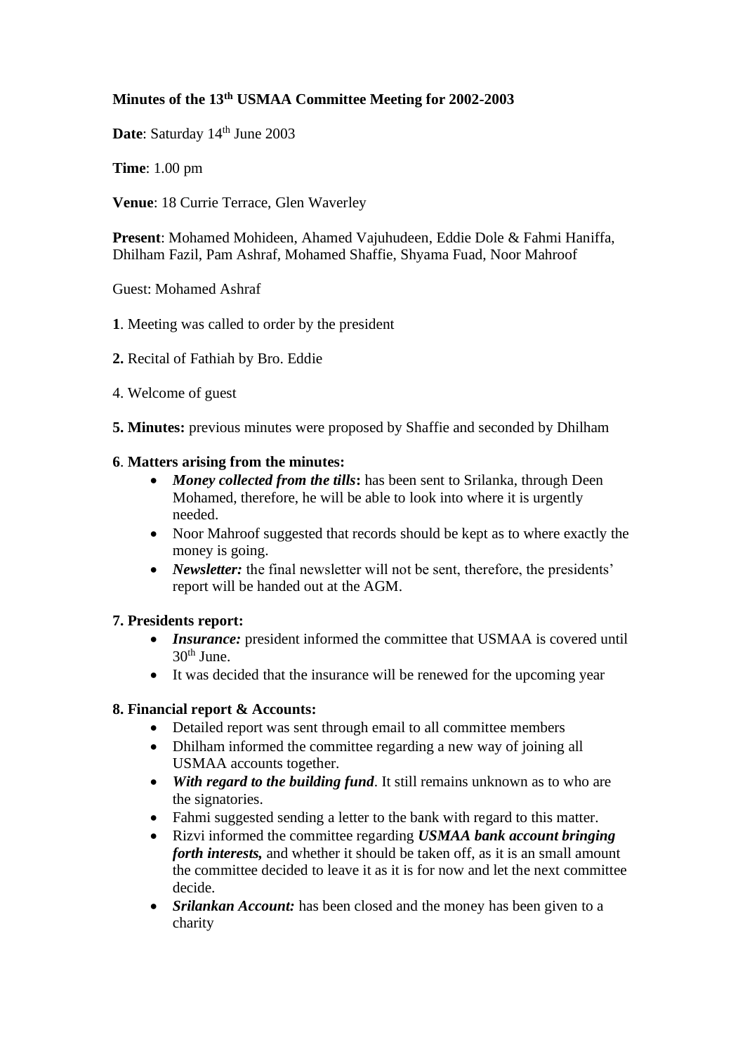**Minutes of the 13th USMAA Committee Meeting for 2002-2003**

**Date**: Saturday 14th June 2003

**Time**: 1.00 pm

**Venue**: 18 Currie Terrace, Glen Waverley

**Present**: Mohamed Mohideen, Ahamed Vajuhudeen, Eddie Dole & Fahmi Haniffa, Dhilham Fazil, Pam Ashraf, Mohamed Shaffie, Shyama Fuad, Noor Mahroof

Guest: Mohamed Ashraf

**1**. Meeting was called to order by the president

**2.** Recital of Fathiah by Bro. Eddie

4. Welcome of guest

**5. Minutes:** previous minutes were proposed by Shaffie and seconded by Dhilham

**6**. **Matters arising from the minutes:**

- ***Money collected from the tills*:** has been sent to Srilanka, through Deen Mohamed, therefore, he will be able to look into where it is urgently needed.
- Noor Mahroof suggested that records should be kept as to where exactly the money is going.
- ***Newsletter:*** the final newsletter will not be sent, therefore, the presidents' report will be handed out at the AGM.

**7. Presidents report:**

- ***Insurance:*** president informed the committee that USMAA is covered until 30th June.
- It was decided that the insurance will be renewed for the upcoming year

**8. Financial report & Accounts:**

- Detailed report was sent through email to all committee members
- Dhilham informed the committee regarding a new way of joining all USMAA accounts together.
- ***With regard to the building fund***. It still remains unknown as to who are the signatories.
- Fahmi suggested sending a letter to the bank with regard to this matter.
- Rizvi informed the committee regarding ***USMAA bank account bringing forth interests,*** and whether it should be taken off, as it is an small amount the committee decided to leave it as it is for now and let the next committee decide.
- ***Srilankan Account:*** has been closed and the money has been given to a charity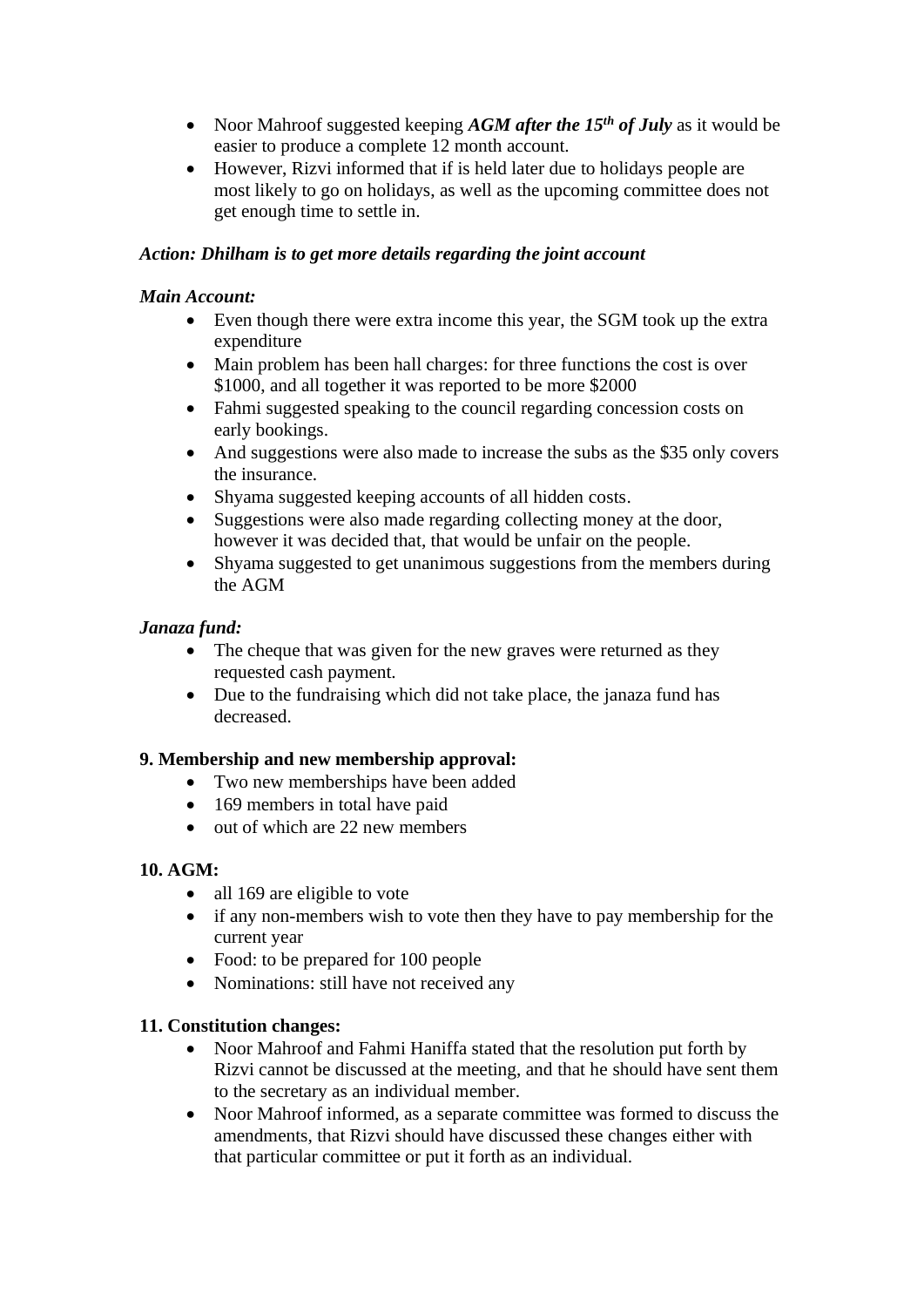- Noor Mahroof suggested keeping ***AGM after the 15th of July*** as it would be easier to produce a complete 12 month account.
- However, Rizvi informed that if is held later due to holidays people are most likely to go on holidays, as well as the upcoming committee does not get enough time to settle in.

***Action: Dhilham is to get more details regarding the joint account***

***Main Account:***

- Even though there were extra income this year, the SGM took up the extra expenditure
- Main problem has been hall charges: for three functions the cost is over $1000, and all together it was reported to be more $2000
- Fahmi suggested speaking to the council regarding concession costs on early bookings.
- And suggestions were also made to increase the subs as the $35 only covers the insurance.
- Shyama suggested keeping accounts of all hidden costs.
- Suggestions were also made regarding collecting money at the door, however it was decided that, that would be unfair on the people.
- Shyama suggested to get unanimous suggestions from the members during the AGM

***Janaza fund:***

- The cheque that was given for the new graves were returned as they requested cash payment.
- Due to the fundraising which did not take place, the janaza fund has decreased.

**9. Membership and new membership approval:**

- Two new memberships have been added
- 169 members in total have paid
- out of which are 22 new members

**10. AGM:**

- all 169 are eligible to vote
- if any non-members wish to vote then they have to pay membership for the current year
- Food: to be prepared for 100 people
- Nominations: still have not received any

**11. Constitution changes:**

- Noor Mahroof and Fahmi Haniffa stated that the resolution put forth by Rizvi cannot be discussed at the meeting, and that he should have sent them to the secretary as an individual member.
- Noor Mahroof informed, as a separate committee was formed to discuss the amendments, that Rizvi should have discussed these changes either with that particular committee or put it forth as an individual.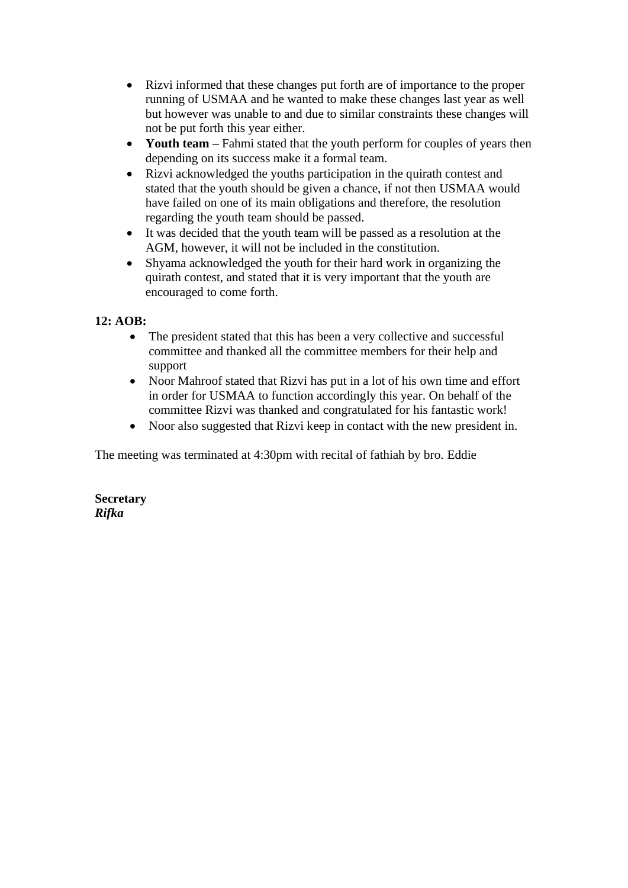- Rizvi informed that these changes put forth are of importance to the proper running of USMAA and he wanted to make these changes last year as well but however was unable to and due to similar constraints these changes will not be put forth this year either.
- **Youth team** – Fahmi stated that the youth perform for couples of years then depending on its success make it a formal team.
- Rizvi acknowledged the youths participation in the quirath contest and stated that the youth should be given a chance, if not then USMAA would have failed on one of its main obligations and therefore, the resolution regarding the youth team should be passed.
- It was decided that the youth team will be passed as a resolution at the AGM, however, it will not be included in the constitution.
- Shyama acknowledged the youth for their hard work in organizing the quirath contest, and stated that it is very important that the youth are encouraged to come forth.

**12: AOB:**

- The president stated that this has been a very collective and successful committee and thanked all the committee members for their help and support
- Noor Mahroof stated that Rizvi has put in a lot of his own time and effort in order for USMAA to function accordingly this year. On behalf of the committee Rizvi was thanked and congratulated for his fantastic work!
- Noor also suggested that Rizvi keep in contact with the new president in.

The meeting was terminated at 4:30pm with recital of fathiah by bro. Eddie

**Secretary**
***Rifka***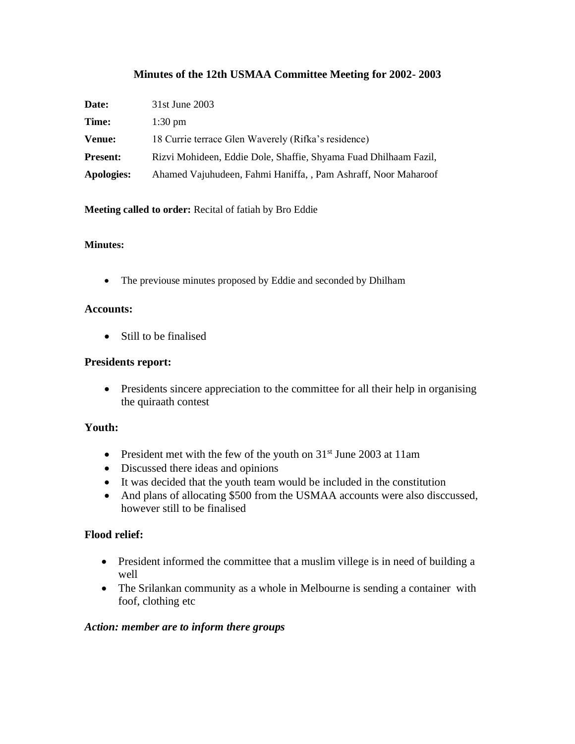**Minutes of the 12th USMAA Committee Meeting for 2002- 2003**

| | |
|---|---|
| **Date:** | 31st June 2003 |
| **Time:** | 1:30 pm |
| **Venue:** | 18 Currie terrace Glen Waverely (Rifka's residence) |
| **Present:** | Rizvi Mohideen, Eddie Dole, Shaffie, Shyama Fuad Dhilhaam Fazil, |
| **Apologies:** | Ahamed Vajuhudeen, Fahmi Haniffa, , Pam Ashraff, Noor Maharoof |

**Meeting called to order:** Recital of fatiah by Bro Eddie

**Minutes:**

- The previouse minutes proposed by Eddie and seconded by Dhilham

**Accounts:**

- Still to be finalised

**Presidents report:**

- Presidents sincere appreciation to the committee for all their help in organising the quiraath contest

**Youth:**

- President met with the few of the youth on 31st June 2003 at 11am
- Discussed there ideas and opinions
- It was decided that the youth team would be included in the constitution
- And plans of allocating $500 from the USMAA accounts were also disccussed, however still to be finalised

**Flood relief:**

- President informed the committee that a muslim villege is in need of building a well
- The Srilankan community as a whole in Melbourne is sending a container with foof, clothing etc

***Action: member are to inform there groups***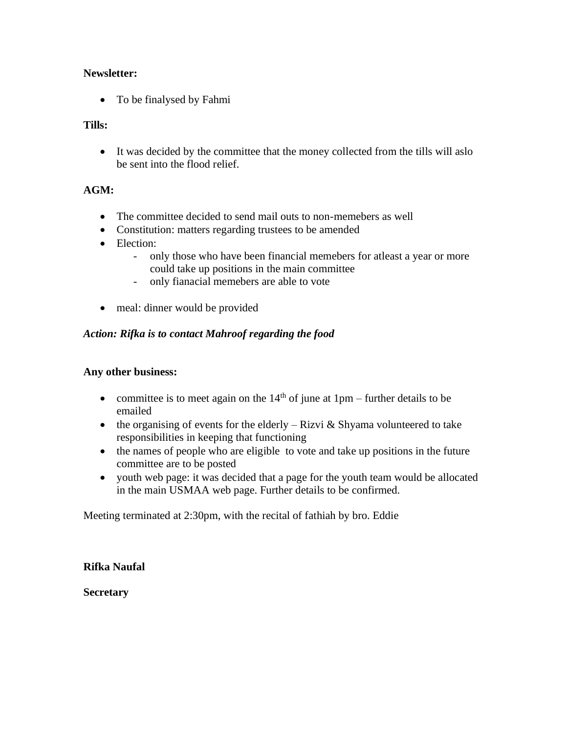**Newsletter:**

- To be finalysed by Fahmi

**Tills:**

- It was decided by the committee that the money collected from the tills will aslo be sent into the flood relief.

**AGM:**

- The committee decided to send mail outs to non-memebers as well
- Constitution: matters regarding trustees to be amended
- Election:
  - only those who have been financial memebers for atleast a year or more could take up positions in the main committee
  - only fianacial memebers are able to vote

- meal: dinner would be provided

***Action: Rifka is to contact Mahroof regarding the food***

**Any other business:**

- committee is to meet again on the 14th of june at 1pm – further details to be emailed
- the organising of events for the elderly – Rizvi & Shyama volunteered to take responsibilities in keeping that functioning
- the names of people who are eligible to vote and take up positions in the future committee are to be posted
- youth web page: it was decided that a page for the youth team would be allocated in the main USMAA web page. Further details to be confirmed.

Meeting terminated at 2:30pm, with the recital of fathiah by bro. Eddie

**Rifka Naufal**

**Secretary**